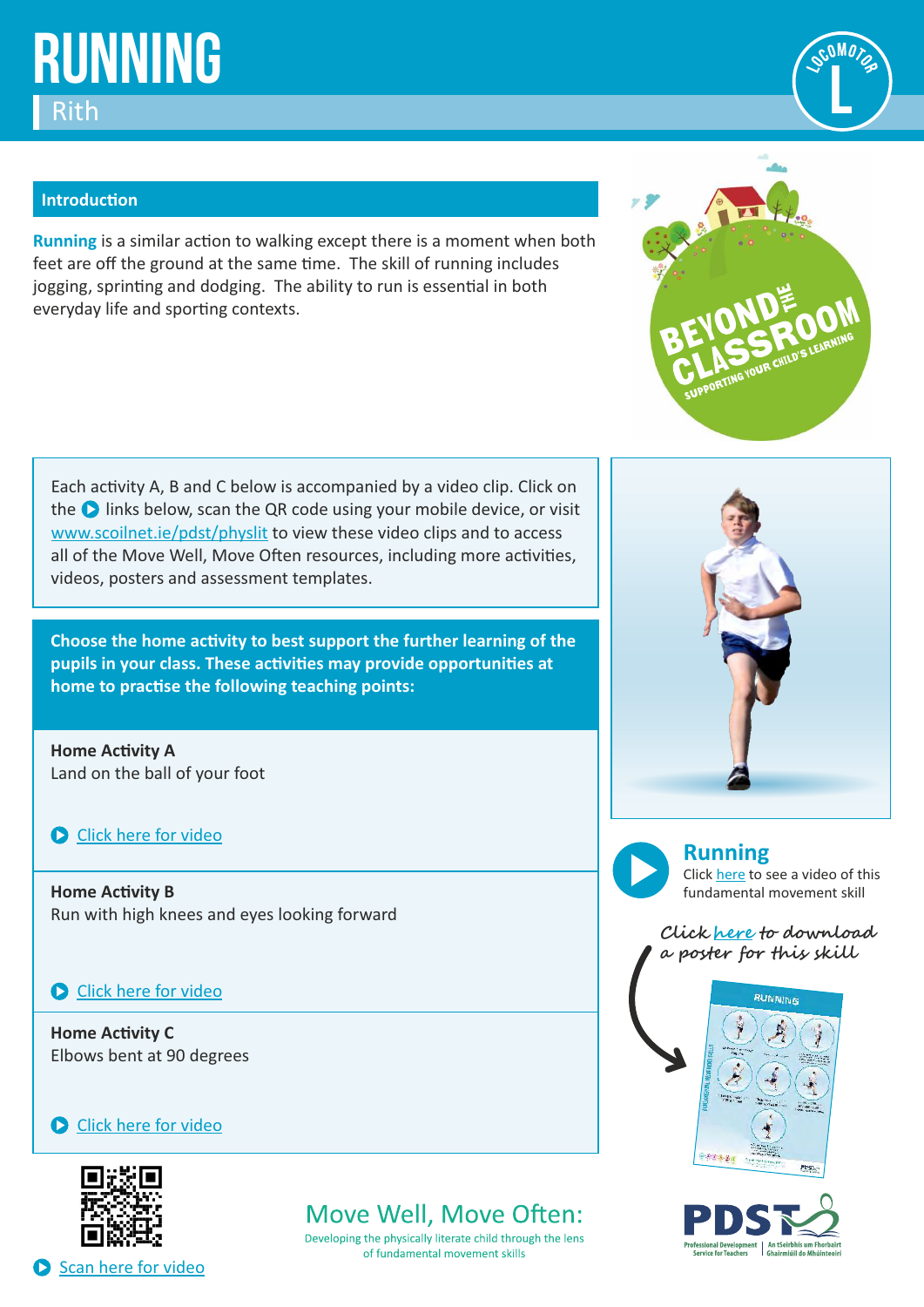# RUNNING

Rith

LOCOMOTOR L

## Introduction

**Running** is a similar action to walking except there is a moment when both feet are off the ground at the same time. The skill of running includes jogging, sprinting and dodging. The ability to run is essential in both everyday life and sporting contexts.

BEYOND THE CLASSROOM
SUPPORTING YOUR CHILD'S LEARNING

Each activity A, B and C below is accompanied by a video clip. Click on the links below, scan the QR code using your mobile device, or visit www.scoilnet.ie/pdst/physlit to view these video clips and to access all of the Move Well, Move Often resources, including more activities, videos, posters and assessment templates.

**Choose the home activity to best support the further learning of the pupils in your class. These activities may provide opportunities at home to practise the following teaching points:**

**Home Activity A**
Land on the ball of your foot

Click here for video

**Home Activity B**
Run with high knees and eyes looking forward

Click here for video

**Home Activity C**
Elbows bent at 90 degrees

Click here for video

**Running**
Click here to see a video of this fundamental movement skill

*Click here to download a poster for this skill*

Scan here for video

## Move Well, Move Often:

Developing the physically literate child through the lens of fundamental movement skills

PDST Professional Development Service for Teachers | An tSeirbhís um Fhorbairt Ghairmiúil do Mhúinteoirí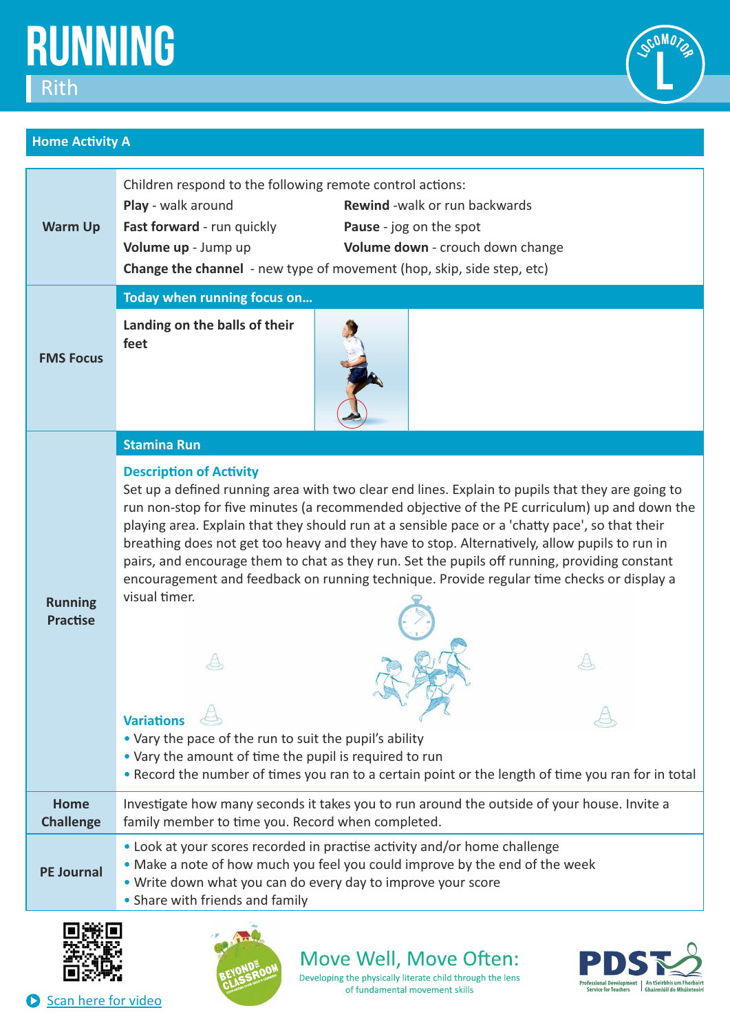# RUNNING

Rith

LOCOMOTOR L

## Home Activity A

| | |
|---|---|
| **Warm Up** | Children respond to the following remote control actions:<br>**Play** - walk around<br>**Rewind** -walk or run backwards<br>**Fast forward** - run quickly<br>**Pause** - jog on the spot<br>**Volume up** - Jump up<br>**Volume down** - crouch down change<br>**Change the channel** - new type of movement (hop, skip, side step, etc) |
| **FMS Focus** | **Today when running focus on...**<br>**Landing on the balls of their feet** |
| **Running Practise** | **Stamina Run**<br>**Description of Activity**<br>Set up a defined running area with two clear end lines. Explain to pupils that they are going to run non-stop for five minutes (a recommended objective of the PE curriculum) up and down the playing area. Explain that they should run at a sensible pace or a 'chatty pace', so that their breathing does not get too heavy and they have to stop. Alternatively, allow pupils to run in pairs, and encourage them to chat as they run. Set the pupils off running, providing constant encouragement and feedback on running technique. Provide regular time checks or display a visual timer.<br>**Variations**<br>• Vary the pace of the run to suit the pupil's ability<br>• Vary the amount of time the pupil is required to run<br>• Record the number of times you ran to a certain point or the length of time you ran for in total |
| **Home Challenge** | Investigate how many seconds it takes you to run around the outside of your house. Invite a family member to time you. Record when completed. |
| **PE Journal** | • Look at your scores recorded in practise activity and/or home challenge<br>• Make a note of how much you feel you could improve by the end of the week<br>• Write down what you can do every day to improve your score<br>• Share with friends and family |

Scan here for video

BEYOND THE CLASSROOM

Move Well, Move Often: Developing the physically literate child through the lens of fundamental movement skills

PDST Professional Development Service for Teachers | An tSeirbhís um Fhorbairt Ghairmiúil do Mhúinteoirí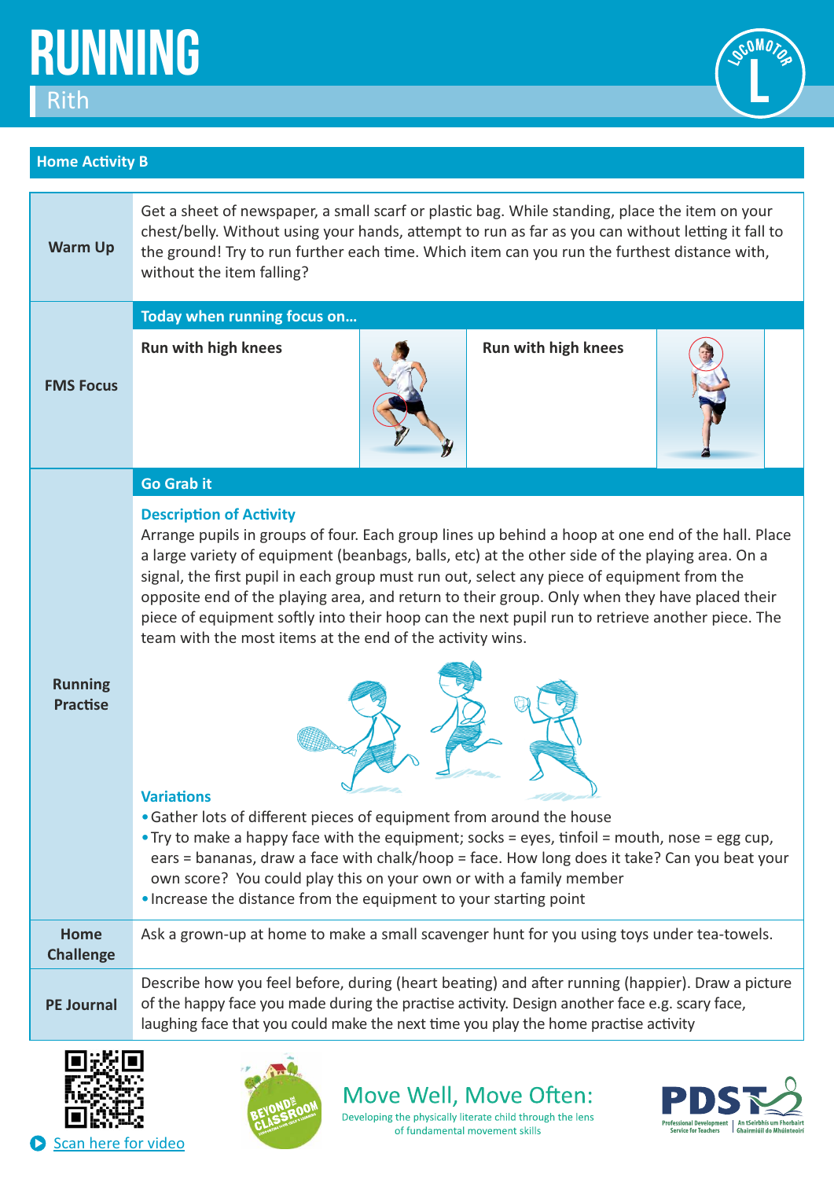# RUNNING

Rith

LOCOMOTOR L

## Home Activity B

| | |
|---|---|
| **Warm Up** | Get a sheet of newspaper, a small scarf or plastic bag. While standing, place the item on your chest/belly. Without using your hands, attempt to run as far as you can without letting it fall to the ground! Try to run further each time. Which item can you run the furthest distance with, without the item falling? |
| **FMS Focus** | **Today when running focus on...**<br>**Run with high knees**<br>**Run with high knees** |
| **Running Practise** | **Go Grab it**<br>**Description of Activity**<br>Arrange pupils in groups of four. Each group lines up behind a hoop at one end of the hall. Place a large variety of equipment (beanbags, balls, etc) at the other side of the playing area. On a signal, the first pupil in each group must run out, select any piece of equipment from the opposite end of the playing area, and return to their group. Only when they have placed their piece of equipment softly into their hoop can the next pupil run to retrieve another piece. The team with the most items at the end of the activity wins.<br>**Variations**<br>• Gather lots of different pieces of equipment from around the house<br>• Try to make a happy face with the equipment; socks = eyes, tinfoil = mouth, nose = egg cup, ears = bananas, draw a face with chalk/hoop = face. How long does it take? Can you beat your own score? You could play this on your own or with a family member<br>• Increase the distance from the equipment to your starting point |
| **Home Challenge** | Ask a grown-up at home to make a small scavenger hunt for you using toys under tea-towels. |
| **PE Journal** | Describe how you feel before, during (heart beating) and after running (happier). Draw a picture of the happy face you made during the practise activity. Design another face e.g. scary face, laughing face that you could make the next time you play the home practise activity |

Scan here for video

BEYOND THE CLASSROOM

Move Well, Move Often:
Developing the physically literate child through the lens of fundamental movement skills

PDST Professional Development Service for Teachers | An tSeirbhís um Fhorbairt Ghairmiúil do Mhúinteoirí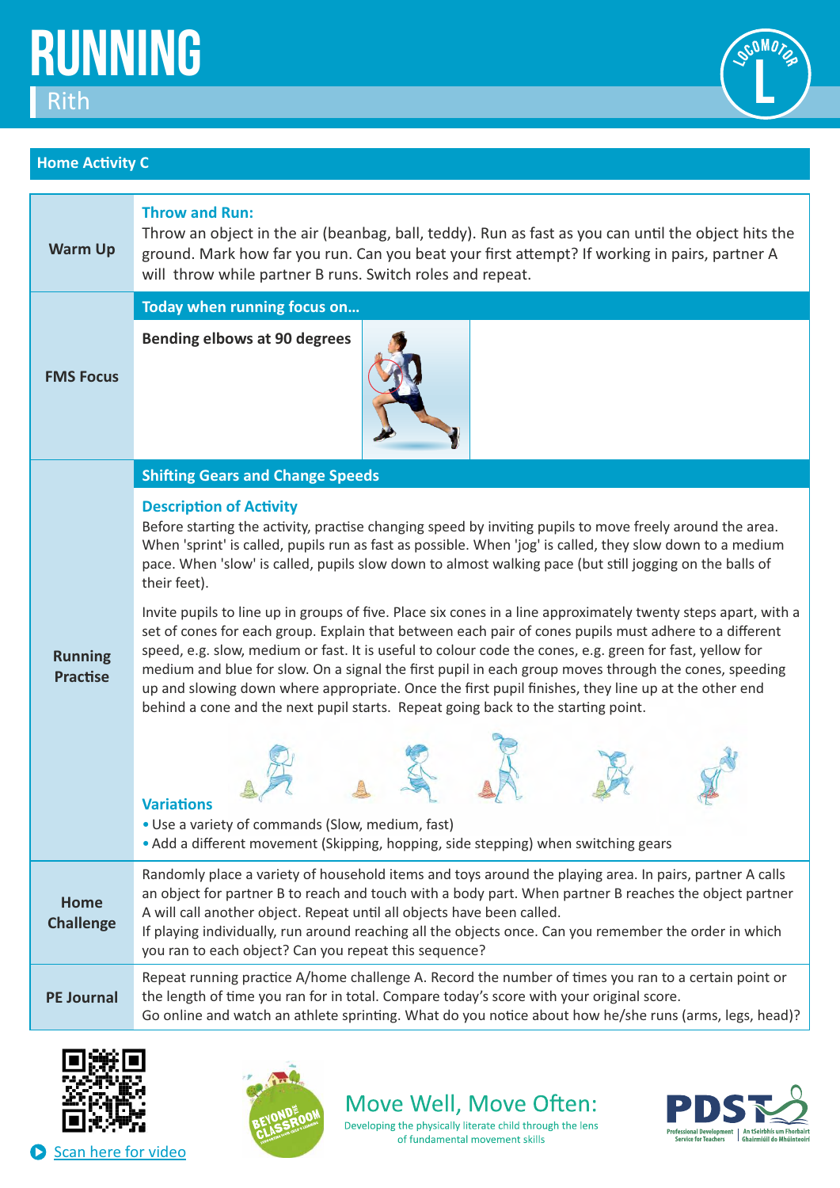# RUNNING

## Rith

LOCOMOTOR L

## Home Activity C

| | |
|---|---|
| **Warm Up** | **Throw and Run:** Throw an object in the air (beanbag, ball, teddy). Run as fast as you can until the object hits the ground. Mark how far you run. Can you beat your first attempt? If working in pairs, partner A will throw while partner B runs. Switch roles and repeat. |
| **FMS Focus** | **Today when running focus on…** **Bending elbows at 90 degrees** |
| **Running Practise** | **Shifting Gears and Change Speeds** **Description of Activity** Before starting the activity, practise changing speed by inviting pupils to move freely around the area. When 'sprint' is called, pupils run as fast as possible. When 'jog' is called, they slow down to a medium pace. When 'slow' is called, pupils slow down to almost walking pace (but still jogging on the balls of their feet). Invite pupils to line up in groups of five. Place six cones in a line approximately twenty steps apart, with a set of cones for each group. Explain that between each pair of cones pupils must adhere to a different speed, e.g. slow, medium or fast. It is useful to colour code the cones, e.g. green for fast, yellow for medium and blue for slow. On a signal the first pupil in each group moves through the cones, speeding up and slowing down where appropriate. Once the first pupil finishes, they line up at the other end behind a cone and the next pupil starts. Repeat going back to the starting point. **Variations** • Use a variety of commands (Slow, medium, fast) • Add a different movement (Skipping, hopping, side stepping) when switching gears |
| **Home Challenge** | Randomly place a variety of household items and toys around the playing area. In pairs, partner A calls an object for partner B to reach and touch with a body part. When partner B reaches the object partner A will call another object. Repeat until all objects have been called. If playing individually, run around reaching all the objects once. Can you remember the order in which you ran to each object? Can you repeat this sequence? |
| **PE Journal** | Repeat running practice A/home challenge A. Record the number of times you ran to a certain point or the length of time you ran for in total. Compare today's score with your original score. Go online and watch an athlete sprinting. What do you notice about how he/she runs (arms, legs, head)? |

Scan here for video

Move Well, Move Often: Developing the physically literate child through the lens of fundamental movement skills